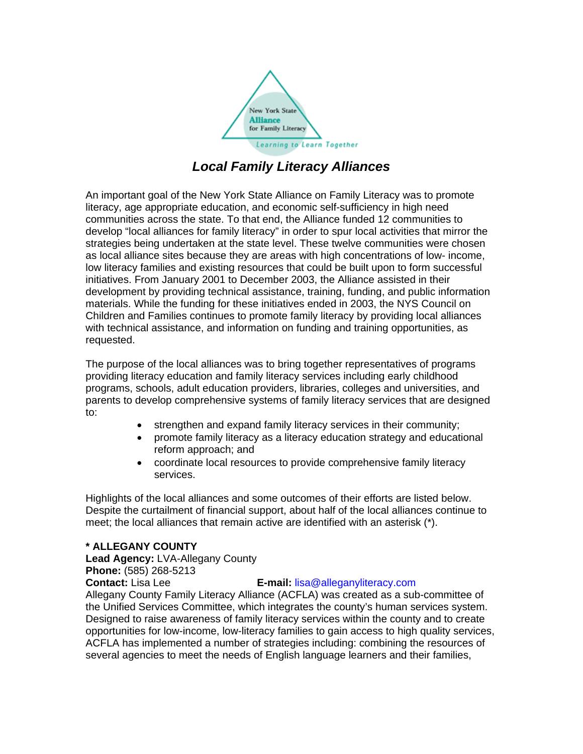New York State **Alliance** for Family Literacy

*Learning to Learn Together*

# ***Local Family Literacy Alliances***

An important goal of the New York State Alliance on Family Literacy was to promote literacy, age appropriate education, and economic self-sufficiency in high need communities across the state. To that end, the Alliance funded 12 communities to develop "local alliances for family literacy" in order to spur local activities that mirror the strategies being undertaken at the state level. These twelve communities were chosen as local alliance sites because they are areas with high concentrations of low- income, low literacy families and existing resources that could be built upon to form successful initiatives. From January 2001 to December 2003, the Alliance assisted in their development by providing technical assistance, training, funding, and public information materials. While the funding for these initiatives ended in 2003, the NYS Council on Children and Families continues to promote family literacy by providing local alliances with technical assistance, and information on funding and training opportunities, as requested.

The purpose of the local alliances was to bring together representatives of programs providing literacy education and family literacy services including early childhood programs, schools, adult education providers, libraries, colleges and universities, and parents to develop comprehensive systems of family literacy services that are designed to:

- strengthen and expand family literacy services in their community;
- promote family literacy as a literacy education strategy and educational reform approach; and
- coordinate local resources to provide comprehensive family literacy services.

Highlights of the local alliances and some outcomes of their efforts are listed below. Despite the curtailment of financial support, about half of the local alliances continue to meet; the local alliances that remain active are identified with an asterisk (*).

**\* ALLEGANY COUNTY**
**Lead Agency:** LVA-Allegany County
**Phone:** (585) 268-5213
**Contact:** Lisa Lee **E-mail:** lisa@alleganyliteracy.com

Allegany County Family Literacy Alliance (ACFLA) was created as a sub-committee of the Unified Services Committee, which integrates the county's human services system. Designed to raise awareness of family literacy services within the county and to create opportunities for low-income, low-literacy families to gain access to high quality services, ACFLA has implemented a number of strategies including: combining the resources of several agencies to meet the needs of English language learners and their families,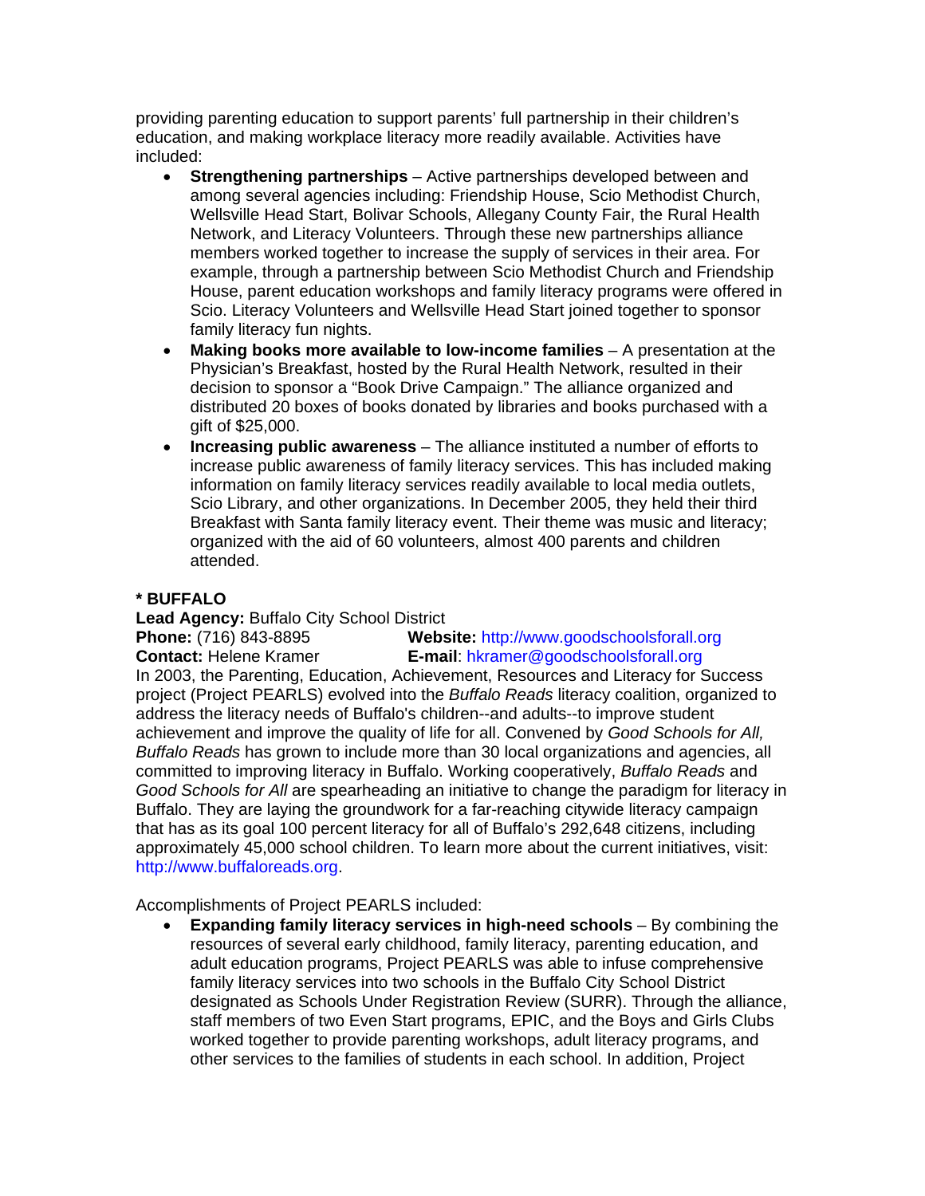providing parenting education to support parents' full partnership in their children's education, and making workplace literacy more readily available. Activities have included:

- **Strengthening partnerships** – Active partnerships developed between and among several agencies including: Friendship House, Scio Methodist Church, Wellsville Head Start, Bolivar Schools, Allegany County Fair, the Rural Health Network, and Literacy Volunteers. Through these new partnerships alliance members worked together to increase the supply of services in their area. For example, through a partnership between Scio Methodist Church and Friendship House, parent education workshops and family literacy programs were offered in Scio. Literacy Volunteers and Wellsville Head Start joined together to sponsor family literacy fun nights.
- **Making books more available to low-income families** – A presentation at the Physician's Breakfast, hosted by the Rural Health Network, resulted in their decision to sponsor a "Book Drive Campaign." The alliance organized and distributed 20 boxes of books donated by libraries and books purchased with a gift of $25,000.
- **Increasing public awareness** – The alliance instituted a number of efforts to increase public awareness of family literacy services. This has included making information on family literacy services readily available to local media outlets, Scio Library, and other organizations. In December 2005, they held their third Breakfast with Santa family literacy event. Their theme was music and literacy; organized with the aid of 60 volunteers, almost 400 parents and children attended.

**\* BUFFALO**

**Lead Agency:** Buffalo City School District
**Phone:** (716) 843-8895 **Website:** http://www.goodschoolsforall.org
**Contact:** Helene Kramer **E-mail**: hkramer@goodschoolsforall.org

In 2003, the Parenting, Education, Achievement, Resources and Literacy for Success project (Project PEARLS) evolved into the *Buffalo Reads* literacy coalition, organized to address the literacy needs of Buffalo's children--and adults--to improve student achievement and improve the quality of life for all. Convened by *Good Schools for All, Buffalo Reads* has grown to include more than 30 local organizations and agencies, all committed to improving literacy in Buffalo. Working cooperatively, *Buffalo Reads* and *Good Schools for All* are spearheading an initiative to change the paradigm for literacy in Buffalo. They are laying the groundwork for a far-reaching citywide literacy campaign that has as its goal 100 percent literacy for all of Buffalo's 292,648 citizens, including approximately 45,000 school children. To learn more about the current initiatives, visit: http://www.buffaloreads.org.

Accomplishments of Project PEARLS included:

- **Expanding family literacy services in high-need schools** – By combining the resources of several early childhood, family literacy, parenting education, and adult education programs, Project PEARLS was able to infuse comprehensive family literacy services into two schools in the Buffalo City School District designated as Schools Under Registration Review (SURR). Through the alliance, staff members of two Even Start programs, EPIC, and the Boys and Girls Clubs worked together to provide parenting workshops, adult literacy programs, and other services to the families of students in each school. In addition, Project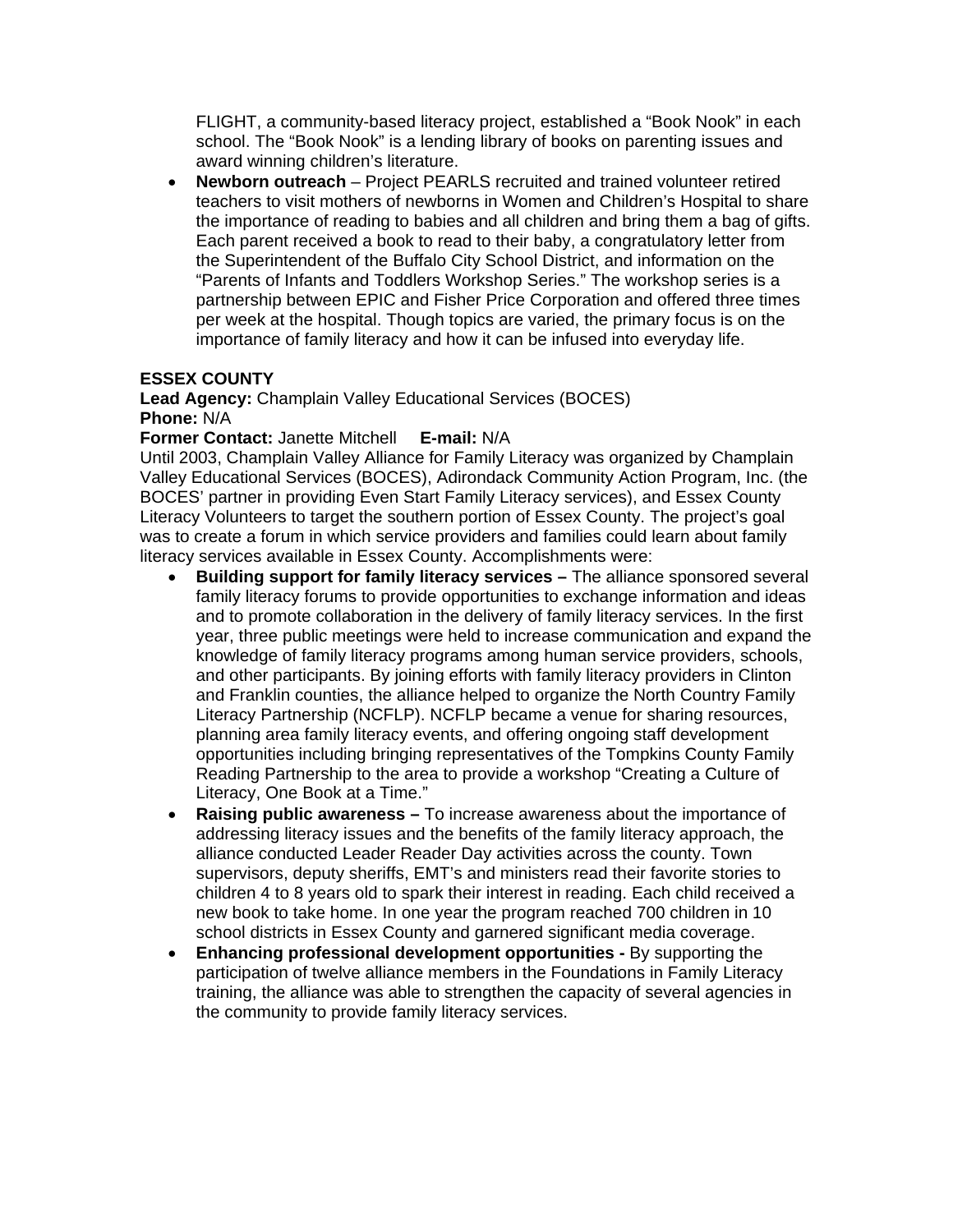FLIGHT, a community-based literacy project, established a "Book Nook" in each school. The "Book Nook" is a lending library of books on parenting issues and award winning children's literature.

- **Newborn outreach** – Project PEARLS recruited and trained volunteer retired teachers to visit mothers of newborns in Women and Children's Hospital to share the importance of reading to babies and all children and bring them a bag of gifts. Each parent received a book to read to their baby, a congratulatory letter from the Superintendent of the Buffalo City School District, and information on the "Parents of Infants and Toddlers Workshop Series." The workshop series is a partnership between EPIC and Fisher Price Corporation and offered three times per week at the hospital. Though topics are varied, the primary focus is on the importance of family literacy and how it can be infused into everyday life.

**ESSEX COUNTY**
**Lead Agency:** Champlain Valley Educational Services (BOCES)
**Phone:** N/A
**Former Contact:** Janette Mitchell **E-mail:** N/A

Until 2003, Champlain Valley Alliance for Family Literacy was organized by Champlain Valley Educational Services (BOCES), Adirondack Community Action Program, Inc. (the BOCES' partner in providing Even Start Family Literacy services), and Essex County Literacy Volunteers to target the southern portion of Essex County. The project's goal was to create a forum in which service providers and families could learn about family literacy services available in Essex County. Accomplishments were:

- **Building support for family literacy services –** The alliance sponsored several family literacy forums to provide opportunities to exchange information and ideas and to promote collaboration in the delivery of family literacy services. In the first year, three public meetings were held to increase communication and expand the knowledge of family literacy programs among human service providers, schools, and other participants. By joining efforts with family literacy providers in Clinton and Franklin counties, the alliance helped to organize the North Country Family Literacy Partnership (NCFLP). NCFLP became a venue for sharing resources, planning area family literacy events, and offering ongoing staff development opportunities including bringing representatives of the Tompkins County Family Reading Partnership to the area to provide a workshop "Creating a Culture of Literacy, One Book at a Time."
- **Raising public awareness –** To increase awareness about the importance of addressing literacy issues and the benefits of the family literacy approach, the alliance conducted Leader Reader Day activities across the county. Town supervisors, deputy sheriffs, EMT's and ministers read their favorite stories to children 4 to 8 years old to spark their interest in reading. Each child received a new book to take home. In one year the program reached 700 children in 10 school districts in Essex County and garnered significant media coverage.
- **Enhancing professional development opportunities -** By supporting the participation of twelve alliance members in the Foundations in Family Literacy training, the alliance was able to strengthen the capacity of several agencies in the community to provide family literacy services.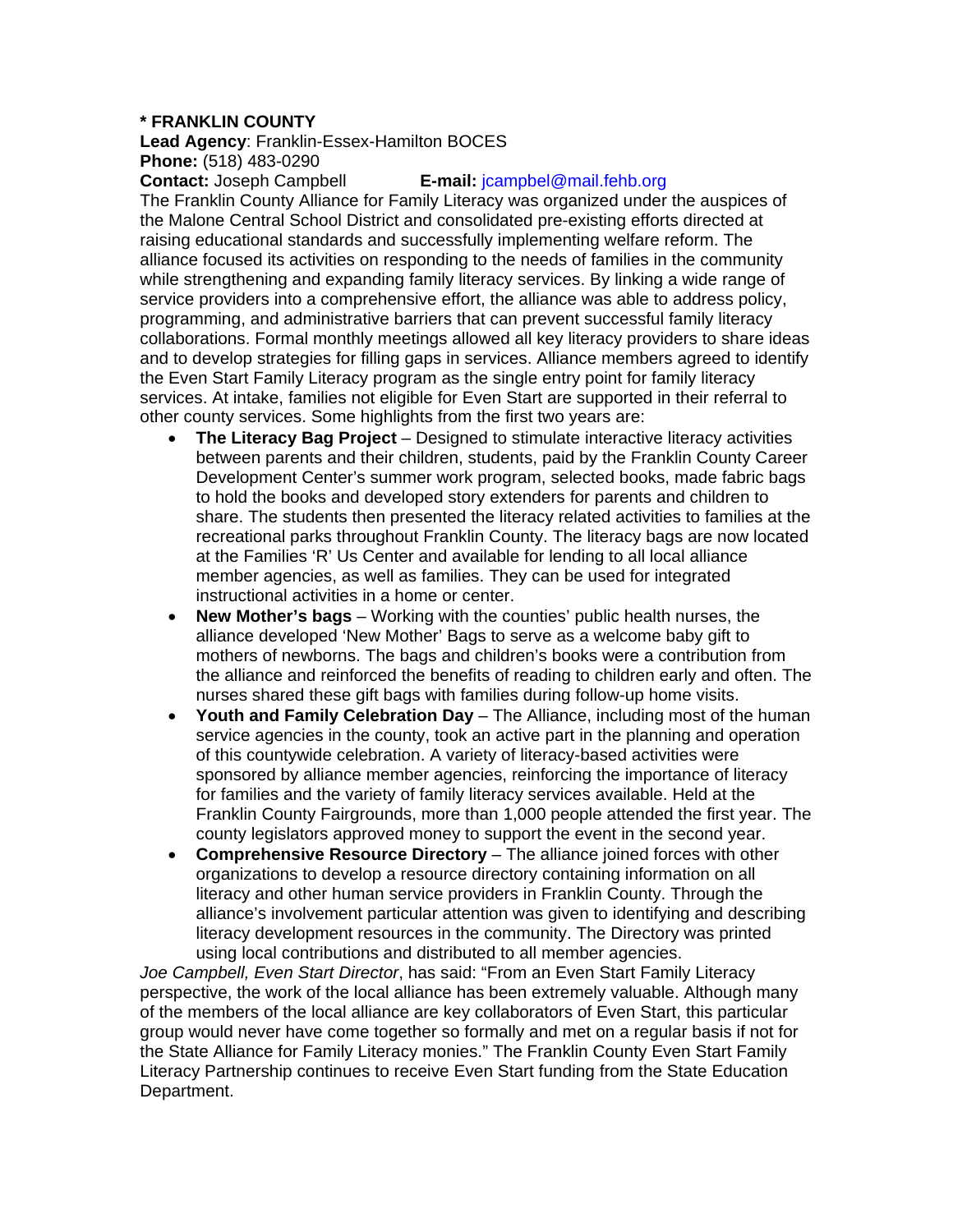**\* FRANKLIN COUNTY**

**Lead Agency**: Franklin-Essex-Hamilton BOCES

**Phone:** (518) 483-0290

**Contact:** Joseph Campbell **E-mail:** jcampbel@mail.fehb.org

The Franklin County Alliance for Family Literacy was organized under the auspices of the Malone Central School District and consolidated pre-existing efforts directed at raising educational standards and successfully implementing welfare reform. The alliance focused its activities on responding to the needs of families in the community while strengthening and expanding family literacy services. By linking a wide range of service providers into a comprehensive effort, the alliance was able to address policy, programming, and administrative barriers that can prevent successful family literacy collaborations. Formal monthly meetings allowed all key literacy providers to share ideas and to develop strategies for filling gaps in services. Alliance members agreed to identify the Even Start Family Literacy program as the single entry point for family literacy services. At intake, families not eligible for Even Start are supported in their referral to other county services. Some highlights from the first two years are:

- **The Literacy Bag Project** – Designed to stimulate interactive literacy activities between parents and their children, students, paid by the Franklin County Career Development Center's summer work program, selected books, made fabric bags to hold the books and developed story extenders for parents and children to share. The students then presented the literacy related activities to families at the recreational parks throughout Franklin County. The literacy bags are now located at the Families 'R' Us Center and available for lending to all local alliance member agencies, as well as families. They can be used for integrated instructional activities in a home or center.
- **New Mother's bags** – Working with the counties' public health nurses, the alliance developed 'New Mother' Bags to serve as a welcome baby gift to mothers of newborns. The bags and children's books were a contribution from the alliance and reinforced the benefits of reading to children early and often. The nurses shared these gift bags with families during follow-up home visits.
- **Youth and Family Celebration Day** – The Alliance, including most of the human service agencies in the county, took an active part in the planning and operation of this countywide celebration. A variety of literacy-based activities were sponsored by alliance member agencies, reinforcing the importance of literacy for families and the variety of family literacy services available. Held at the Franklin County Fairgrounds, more than 1,000 people attended the first year. The county legislators approved money to support the event in the second year.
- **Comprehensive Resource Directory** – The alliance joined forces with other organizations to develop a resource directory containing information on all literacy and other human service providers in Franklin County. Through the alliance's involvement particular attention was given to identifying and describing literacy development resources in the community. The Directory was printed using local contributions and distributed to all member agencies.

*Joe Campbell, Even Start Director*, has said: "From an Even Start Family Literacy perspective, the work of the local alliance has been extremely valuable. Although many of the members of the local alliance are key collaborators of Even Start, this particular group would never have come together so formally and met on a regular basis if not for the State Alliance for Family Literacy monies." The Franklin County Even Start Family Literacy Partnership continues to receive Even Start funding from the State Education Department.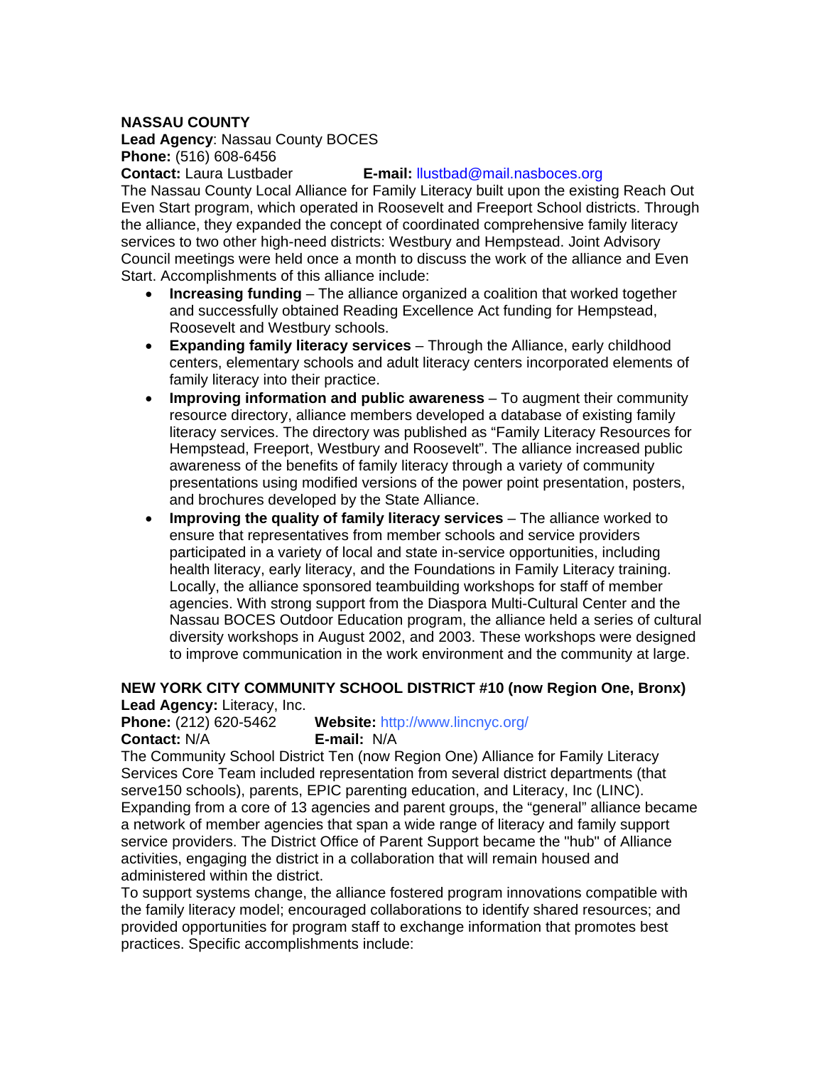**NASSAU COUNTY**
**Lead Agency**: Nassau County BOCES
**Phone:** (516) 608-6456
**Contact:** Laura Lustbader **E-mail:** llustbad@mail.nasboces.org

The Nassau County Local Alliance for Family Literacy built upon the existing Reach Out Even Start program, which operated in Roosevelt and Freeport School districts. Through the alliance, they expanded the concept of coordinated comprehensive family literacy services to two other high-need districts: Westbury and Hempstead. Joint Advisory Council meetings were held once a month to discuss the work of the alliance and Even Start. Accomplishments of this alliance include:

- **Increasing funding** – The alliance organized a coalition that worked together and successfully obtained Reading Excellence Act funding for Hempstead, Roosevelt and Westbury schools.
- **Expanding family literacy services** – Through the Alliance, early childhood centers, elementary schools and adult literacy centers incorporated elements of family literacy into their practice.
- **Improving information and public awareness** – To augment their community resource directory, alliance members developed a database of existing family literacy services. The directory was published as "Family Literacy Resources for Hempstead, Freeport, Westbury and Roosevelt". The alliance increased public awareness of the benefits of family literacy through a variety of community presentations using modified versions of the power point presentation, posters, and brochures developed by the State Alliance.
- **Improving the quality of family literacy services** – The alliance worked to ensure that representatives from member schools and service providers participated in a variety of local and state in-service opportunities, including health literacy, early literacy, and the Foundations in Family Literacy training. Locally, the alliance sponsored teambuilding workshops for staff of member agencies. With strong support from the Diaspora Multi-Cultural Center and the Nassau BOCES Outdoor Education program, the alliance held a series of cultural diversity workshops in August 2002, and 2003. These workshops were designed to improve communication in the work environment and the community at large.

**NEW YORK CITY COMMUNITY SCHOOL DISTRICT #10 (now Region One, Bronx)**
**Lead Agency:** Literacy, Inc.
**Phone:** (212) 620-5462 **Website:** http://www.lincnyc.org/
**Contact:** N/A **E-mail:** N/A

The Community School District Ten (now Region One) Alliance for Family Literacy Services Core Team included representation from several district departments (that serve150 schools), parents, EPIC parenting education, and Literacy, Inc (LINC). Expanding from a core of 13 agencies and parent groups, the "general" alliance became a network of member agencies that span a wide range of literacy and family support service providers. The District Office of Parent Support became the "hub" of Alliance activities, engaging the district in a collaboration that will remain housed and administered within the district.

To support systems change, the alliance fostered program innovations compatible with the family literacy model; encouraged collaborations to identify shared resources; and provided opportunities for program staff to exchange information that promotes best practices. Specific accomplishments include: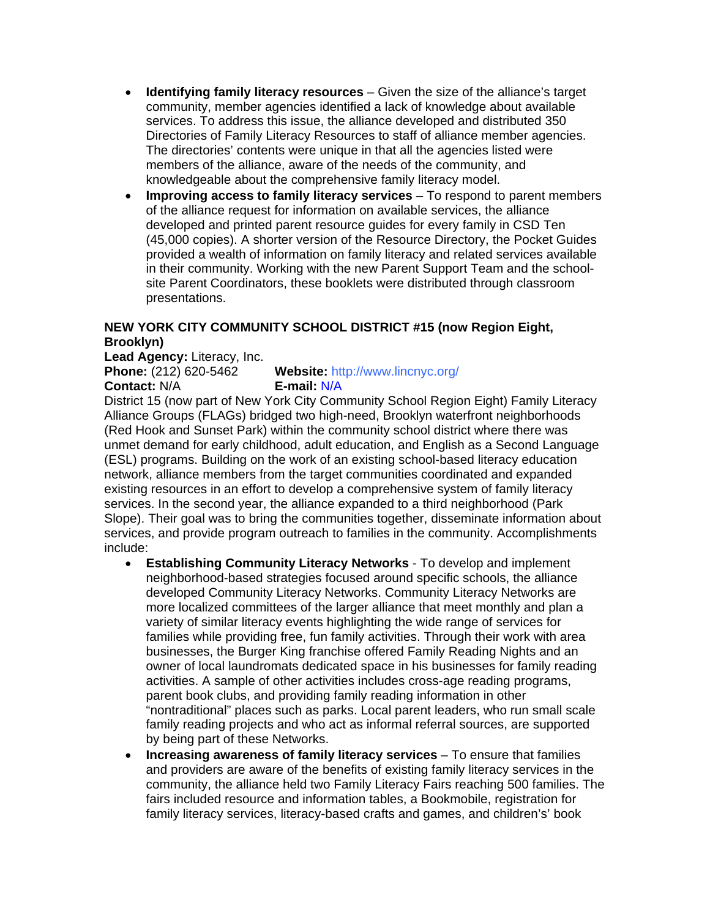- **Identifying family literacy resources** – Given the size of the alliance's target community, member agencies identified a lack of knowledge about available services. To address this issue, the alliance developed and distributed 350 Directories of Family Literacy Resources to staff of alliance member agencies. The directories' contents were unique in that all the agencies listed were members of the alliance, aware of the needs of the community, and knowledgeable about the comprehensive family literacy model.
- **Improving access to family literacy services** – To respond to parent members of the alliance request for information on available services, the alliance developed and printed parent resource guides for every family in CSD Ten (45,000 copies). A shorter version of the Resource Directory, the Pocket Guides provided a wealth of information on family literacy and related services available in their community. Working with the new Parent Support Team and the school-site Parent Coordinators, these booklets were distributed through classroom presentations.

**NEW YORK CITY COMMUNITY SCHOOL DISTRICT #15 (now Region Eight, Brooklyn)**

**Lead Agency:** Literacy, Inc.
**Phone:** (212) 620-5462 **Website:** http://www.lincnyc.org/
**Contact:** N/A **E-mail:** N/A

District 15 (now part of New York City Community School Region Eight) Family Literacy Alliance Groups (FLAGs) bridged two high-need, Brooklyn waterfront neighborhoods (Red Hook and Sunset Park) within the community school district where there was unmet demand for early childhood, adult education, and English as a Second Language (ESL) programs. Building on the work of an existing school-based literacy education network, alliance members from the target communities coordinated and expanded existing resources in an effort to develop a comprehensive system of family literacy services. In the second year, the alliance expanded to a third neighborhood (Park Slope). Their goal was to bring the communities together, disseminate information about services, and provide program outreach to families in the community. Accomplishments include:

- **Establishing Community Literacy Networks** - To develop and implement neighborhood-based strategies focused around specific schools, the alliance developed Community Literacy Networks. Community Literacy Networks are more localized committees of the larger alliance that meet monthly and plan a variety of similar literacy events highlighting the wide range of services for families while providing free, fun family activities. Through their work with area businesses, the Burger King franchise offered Family Reading Nights and an owner of local laundromats dedicated space in his businesses for family reading activities. A sample of other activities includes cross-age reading programs, parent book clubs, and providing family reading information in other "nontraditional" places such as parks. Local parent leaders, who run small scale family reading projects and who act as informal referral sources, are supported by being part of these Networks.
- **Increasing awareness of family literacy services** – To ensure that families and providers are aware of the benefits of existing family literacy services in the community, the alliance held two Family Literacy Fairs reaching 500 families. The fairs included resource and information tables, a Bookmobile, registration for family literacy services, literacy-based crafts and games, and childrens' book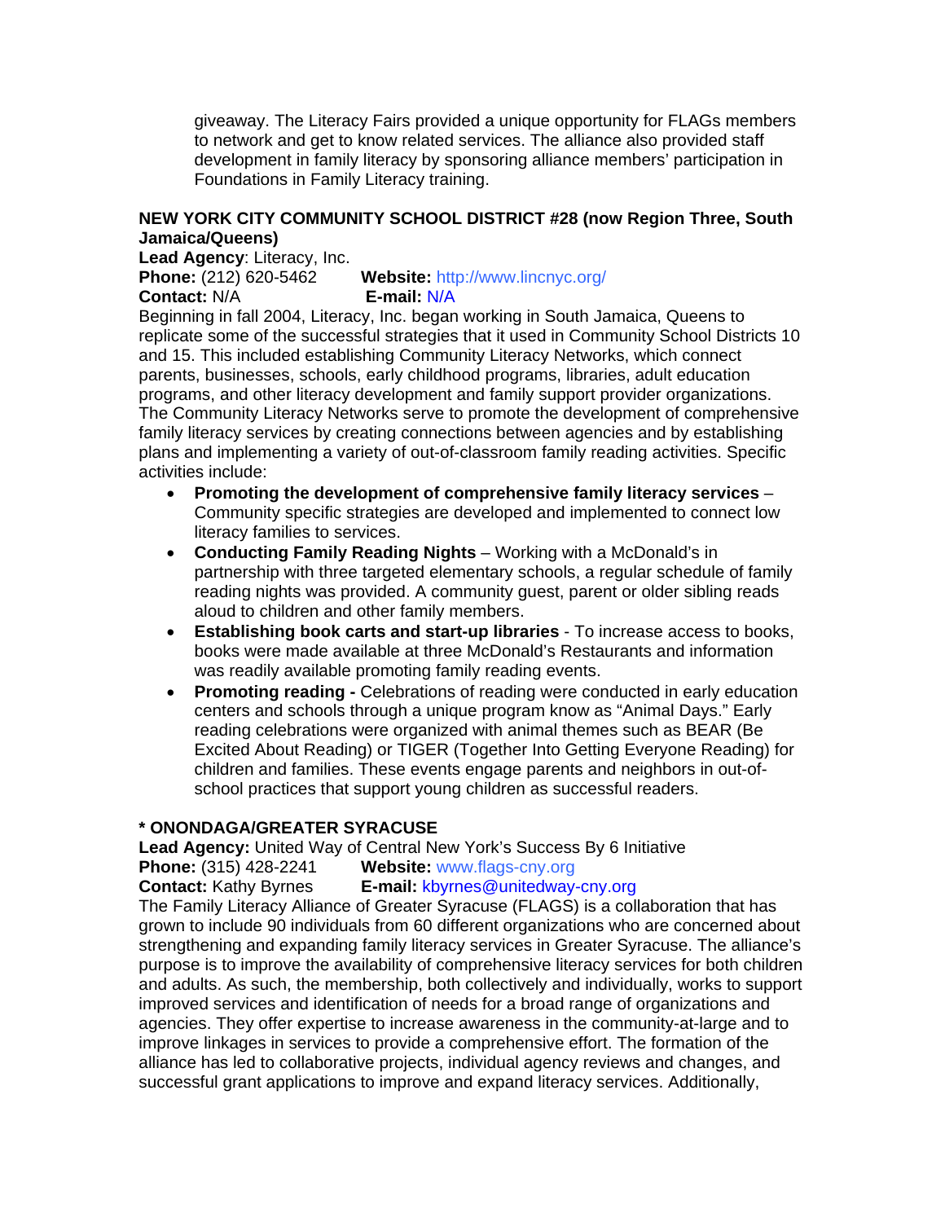giveaway. The Literacy Fairs provided a unique opportunity for FLAGs members to network and get to know related services. The alliance also provided staff development in family literacy by sponsoring alliance members' participation in Foundations in Family Literacy training.

**NEW YORK CITY COMMUNITY SCHOOL DISTRICT #28 (now Region Three, South Jamaica/Queens)**

**Lead Agency**: Literacy, Inc.
**Phone:** (212) 620-5462 **Website:** http://www.lincnyc.org/
**Contact:** N/A **E-mail:** N/A

Beginning in fall 2004, Literacy, Inc. began working in South Jamaica, Queens to replicate some of the successful strategies that it used in Community School Districts 10 and 15. This included establishing Community Literacy Networks, which connect parents, businesses, schools, early childhood programs, libraries, adult education programs, and other literacy development and family support provider organizations. The Community Literacy Networks serve to promote the development of comprehensive family literacy services by creating connections between agencies and by establishing plans and implementing a variety of out-of-classroom family reading activities. Specific activities include:

- **Promoting the development of comprehensive family literacy services** – Community specific strategies are developed and implemented to connect low literacy families to services.
- **Conducting Family Reading Nights** – Working with a McDonald's in partnership with three targeted elementary schools, a regular schedule of family reading nights was provided. A community guest, parent or older sibling reads aloud to children and other family members.
- **Establishing book carts and start-up libraries** - To increase access to books, books were made available at three McDonald's Restaurants and information was readily available promoting family reading events.
- **Promoting reading -** Celebrations of reading were conducted in early education centers and schools through a unique program know as "Animal Days." Early reading celebrations were organized with animal themes such as BEAR (Be Excited About Reading) or TIGER (Together Into Getting Everyone Reading) for children and families. These events engage parents and neighbors in out-of-school practices that support young children as successful readers.

**\* ONONDAGA/GREATER SYRACUSE**

**Lead Agency:** United Way of Central New York's Success By 6 Initiative
**Phone:** (315) 428-2241 **Website:** www.flags-cny.org
**Contact:** Kathy Byrnes **E-mail:** kbyrnes@unitedway-cny.org

The Family Literacy Alliance of Greater Syracuse (FLAGS) is a collaboration that has grown to include 90 individuals from 60 different organizations who are concerned about strengthening and expanding family literacy services in Greater Syracuse. The alliance's purpose is to improve the availability of comprehensive literacy services for both children and adults. As such, the membership, both collectively and individually, works to support improved services and identification of needs for a broad range of organizations and agencies. They offer expertise to increase awareness in the community-at-large and to improve linkages in services to provide a comprehensive effort. The formation of the alliance has led to collaborative projects, individual agency reviews and changes, and successful grant applications to improve and expand literacy services. Additionally,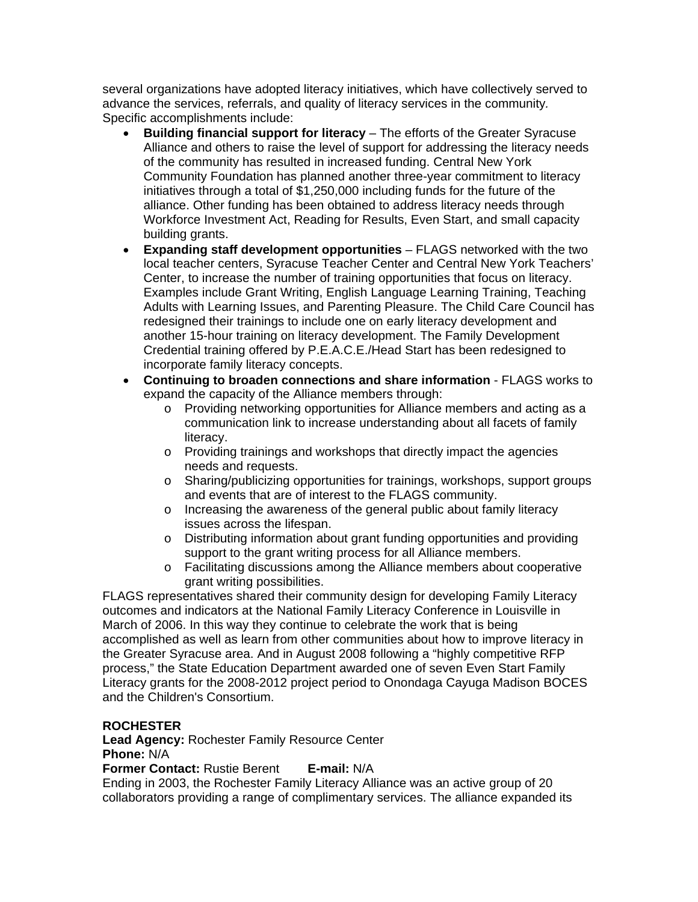several organizations have adopted literacy initiatives, which have collectively served to advance the services, referrals, and quality of literacy services in the community. Specific accomplishments include:

- **Building financial support for literacy** – The efforts of the Greater Syracuse Alliance and others to raise the level of support for addressing the literacy needs of the community has resulted in increased funding. Central New York Community Foundation has planned another three-year commitment to literacy initiatives through a total of $1,250,000 including funds for the future of the alliance. Other funding has been obtained to address literacy needs through Workforce Investment Act, Reading for Results, Even Start, and small capacity building grants.
- **Expanding staff development opportunities** – FLAGS networked with the two local teacher centers, Syracuse Teacher Center and Central New York Teachers' Center, to increase the number of training opportunities that focus on literacy. Examples include Grant Writing, English Language Learning Training, Teaching Adults with Learning Issues, and Parenting Pleasure. The Child Care Council has redesigned their trainings to include one on early literacy development and another 15-hour training on literacy development. The Family Development Credential training offered by P.E.A.C.E./Head Start has been redesigned to incorporate family literacy concepts.
- **Continuing to broaden connections and share information** - FLAGS works to expand the capacity of the Alliance members through:
  - Providing networking opportunities for Alliance members and acting as a communication link to increase understanding about all facets of family literacy.
  - Providing trainings and workshops that directly impact the agencies needs and requests.
  - Sharing/publicizing opportunities for trainings, workshops, support groups and events that are of interest to the FLAGS community.
  - Increasing the awareness of the general public about family literacy issues across the lifespan.
  - Distributing information about grant funding opportunities and providing support to the grant writing process for all Alliance members.
  - Facilitating discussions among the Alliance members about cooperative grant writing possibilities.

FLAGS representatives shared their community design for developing Family Literacy outcomes and indicators at the National Family Literacy Conference in Louisville in March of 2006. In this way they continue to celebrate the work that is being accomplished as well as learn from other communities about how to improve literacy in the Greater Syracuse area. And in August 2008 following a "highly competitive RFP process," the State Education Department awarded one of seven Even Start Family Literacy grants for the 2008-2012 project period to Onondaga Cayuga Madison BOCES and the Children's Consortium.

**ROCHESTER**
**Lead Agency:** Rochester Family Resource Center
**Phone:** N/A
**Former Contact:** Rustie Berent **E-mail:** N/A

Ending in 2003, the Rochester Family Literacy Alliance was an active group of 20 collaborators providing a range of complimentary services. The alliance expanded its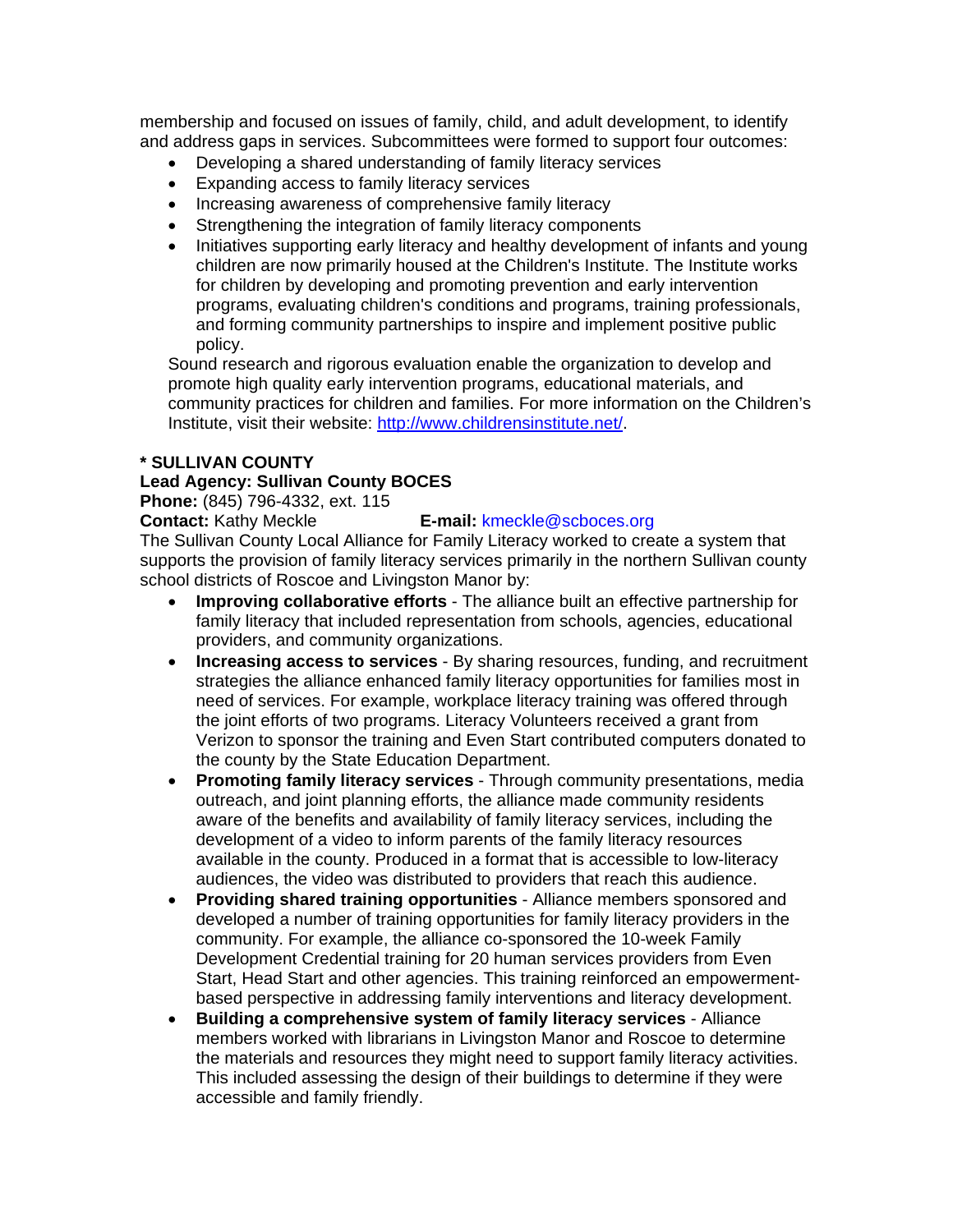membership and focused on issues of family, child, and adult development, to identify and address gaps in services. Subcommittees were formed to support four outcomes:

- Developing a shared understanding of family literacy services
- Expanding access to family literacy services
- Increasing awareness of comprehensive family literacy
- Strengthening the integration of family literacy components
- Initiatives supporting early literacy and healthy development of infants and young children are now primarily housed at the Children's Institute. The Institute works for children by developing and promoting prevention and early intervention programs, evaluating children's conditions and programs, training professionals, and forming community partnerships to inspire and implement positive public policy.

Sound research and rigorous evaluation enable the organization to develop and promote high quality early intervention programs, educational materials, and community practices for children and families. For more information on the Children's Institute, visit their website: [http://www.childrensinstitute.net/](http://www.childrensinstitute.net/).

**\* SULLIVAN COUNTY**

**Lead Agency: Sullivan County BOCES**

**Phone:** (845) 796-4332, ext. 115

**Contact:** Kathy Meckle **E-mail:** kmeckle@scboces.org

The Sullivan County Local Alliance for Family Literacy worked to create a system that supports the provision of family literacy services primarily in the northern Sullivan county school districts of Roscoe and Livingston Manor by:

- **Improving collaborative efforts** - The alliance built an effective partnership for family literacy that included representation from schools, agencies, educational providers, and community organizations.
- **Increasing access to services** - By sharing resources, funding, and recruitment strategies the alliance enhanced family literacy opportunities for families most in need of services. For example, workplace literacy training was offered through the joint efforts of two programs. Literacy Volunteers received a grant from Verizon to sponsor the training and Even Start contributed computers donated to the county by the State Education Department.
- **Promoting family literacy services** - Through community presentations, media outreach, and joint planning efforts, the alliance made community residents aware of the benefits and availability of family literacy services, including the development of a video to inform parents of the family literacy resources available in the county. Produced in a format that is accessible to low-literacy audiences, the video was distributed to providers that reach this audience.
- **Providing shared training opportunities** - Alliance members sponsored and developed a number of training opportunities for family literacy providers in the community. For example, the alliance co-sponsored the 10-week Family Development Credential training for 20 human services providers from Even Start, Head Start and other agencies. This training reinforced an empowerment-based perspective in addressing family interventions and literacy development.
- **Building a comprehensive system of family literacy services** - Alliance members worked with librarians in Livingston Manor and Roscoe to determine the materials and resources they might need to support family literacy activities. This included assessing the design of their buildings to determine if they were accessible and family friendly.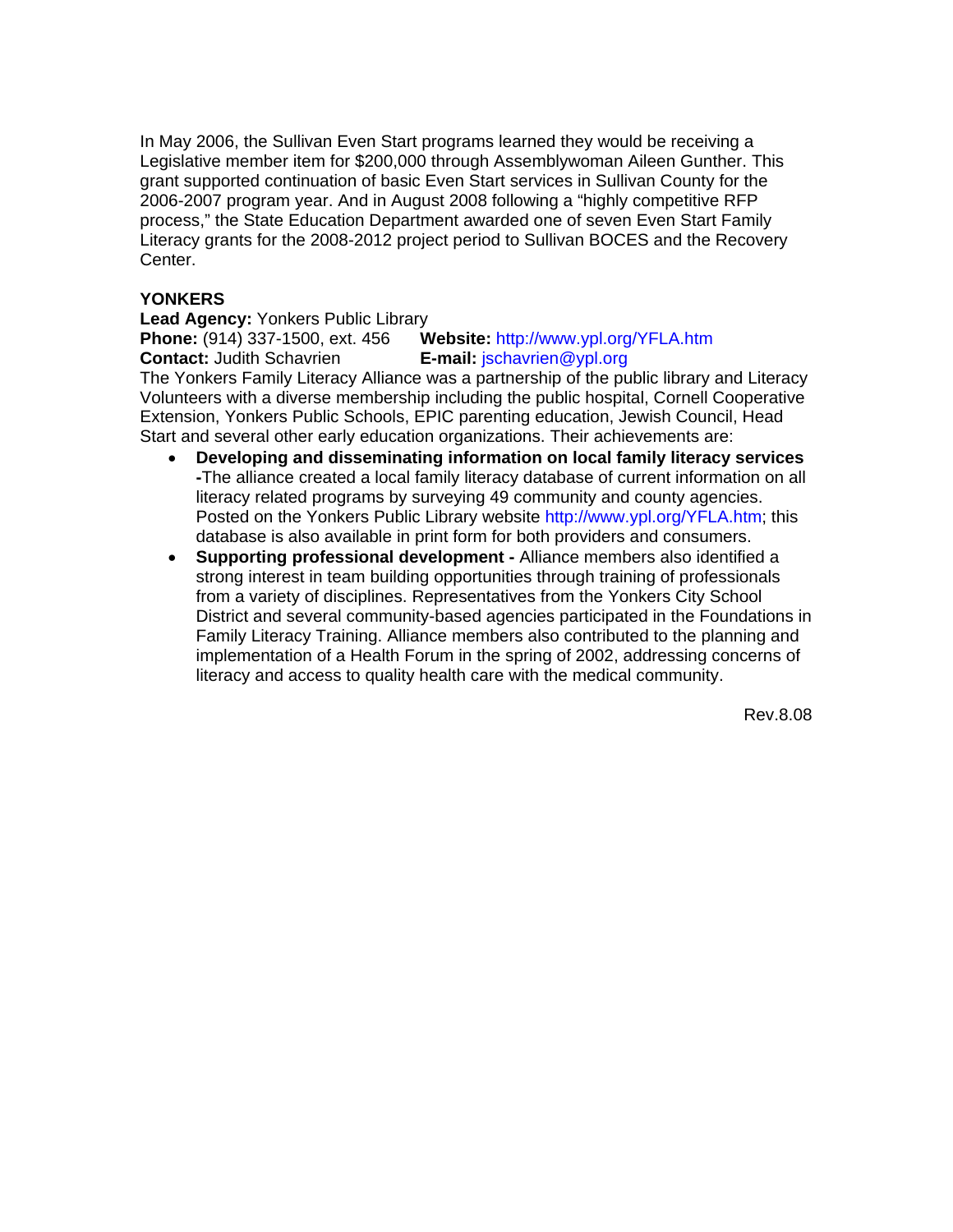In May 2006, the Sullivan Even Start programs learned they would be receiving a Legislative member item for $200,000 through Assemblywoman Aileen Gunther. This grant supported continuation of basic Even Start services in Sullivan County for the 2006-2007 program year. And in August 2008 following a "highly competitive RFP process," the State Education Department awarded one of seven Even Start Family Literacy grants for the 2008-2012 project period to Sullivan BOCES and the Recovery Center.

**YONKERS**

**Lead Agency:** Yonkers Public Library
**Phone:** (914) 337-1500, ext. 456 **Website:** http://www.ypl.org/YFLA.htm
**Contact:** Judith Schavrien **E-mail:** jschavrien@ypl.org

The Yonkers Family Literacy Alliance was a partnership of the public library and Literacy Volunteers with a diverse membership including the public hospital, Cornell Cooperative Extension, Yonkers Public Schools, EPIC parenting education, Jewish Council, Head Start and several other early education organizations. Their achievements are:

- **Developing and disseminating information on local family literacy services -**The alliance created a local family literacy database of current information on all literacy related programs by surveying 49 community and county agencies. Posted on the Yonkers Public Library website http://www.ypl.org/YFLA.htm; this database is also available in print form for both providers and consumers.
- **Supporting professional development -** Alliance members also identified a strong interest in team building opportunities through training of professionals from a variety of disciplines. Representatives from the Yonkers City School District and several community-based agencies participated in the Foundations in Family Literacy Training. Alliance members also contributed to the planning and implementation of a Health Forum in the spring of 2002, addressing concerns of literacy and access to quality health care with the medical community.

Rev.8.08